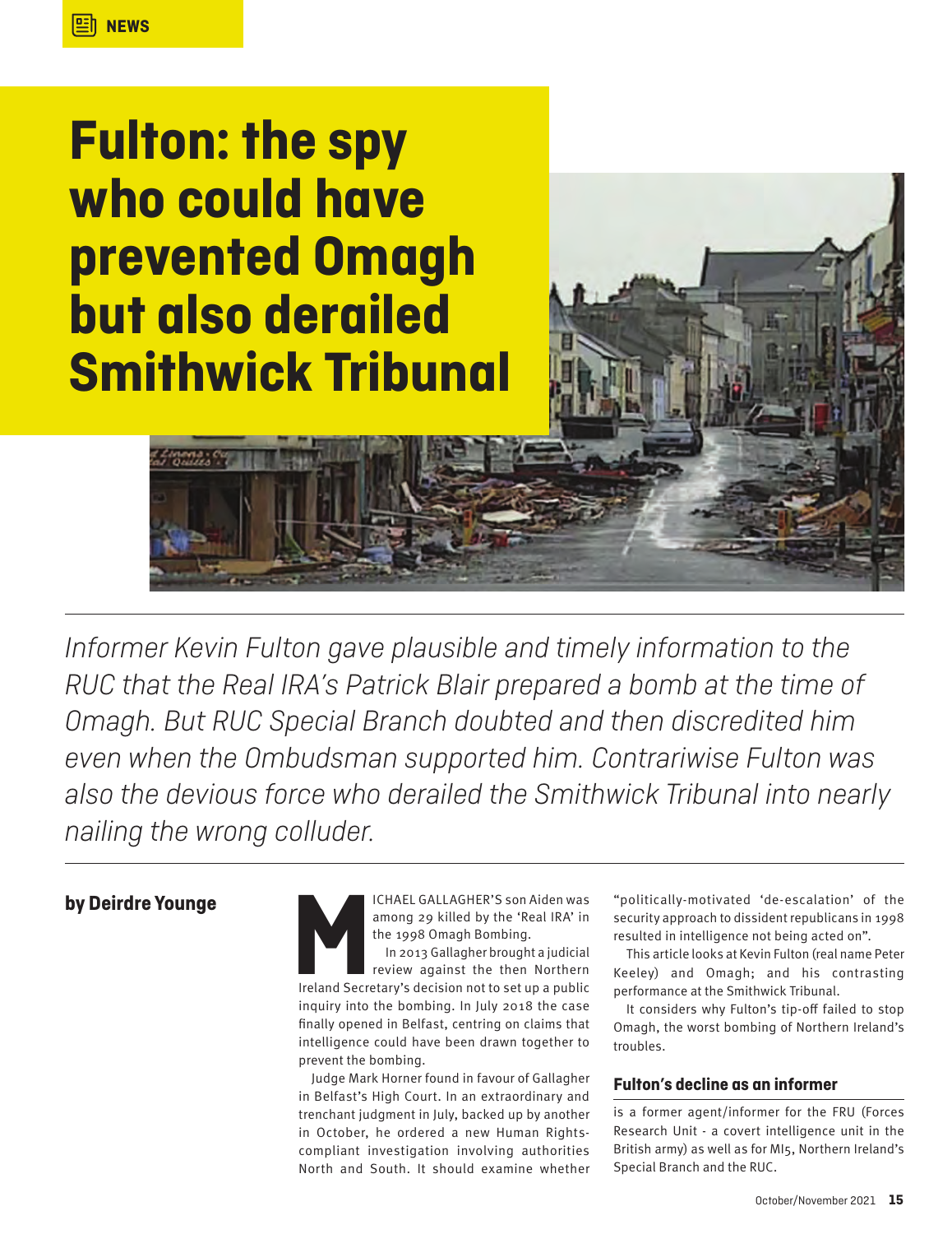NEWS

# Fulton: the spy who could have prevented Omagh but also derailed Smithwick Tribunal

*Informer Kevin Fulton gave plausible and timely information to the RUC that the Real IRA's Patrick Blair prepared a bomb at the time of Omagh. But RUC Special Branch doubted and then discredited him even when the Ombudsman supported him. Contrariwise Fulton was also the devious force who derailed the Smithwick Tribunal into nearly nailing the wrong colluder.*

**by Deirdre Younge**

MICHAEL GALLAGHER'S son Aiden was among 29 killed by the 'Real IRA' in the 1998 Omagh Bombing.

In 2013 Gallagher brought a judicial review against the then Northern Ireland Secretary's decision not to set up a public inquiry into the bombing. In July 2018 the case finally opened in Belfast, centring on claims that intelligence could have been drawn together to prevent the bombing.

Judge Mark Horner found in favour of Gallagher in Belfast's High Court. In an extraordinary and trenchant judgment in July, backed up by another in October, he ordered a new Human Rights-compliant investigation involving authorities North and South. It should examine whether "politically-motivated 'de-escalation' of the security approach to dissident republicans in 1998 resulted in intelligence not being acted on".

This article looks at Kevin Fulton (real name Peter Keeley) and Omagh; and his contrasting performance at the Smithwick Tribunal.

It considers why Fulton's tip-off failed to stop Omagh, the worst bombing of Northern Ireland's troubles.

## Fulton's decline as an informer

is a former agent/informer for the FRU (Forces Research Unit - a covert intelligence unit in the British army) as well as for MI5, Northern Ireland's Special Branch and the RUC.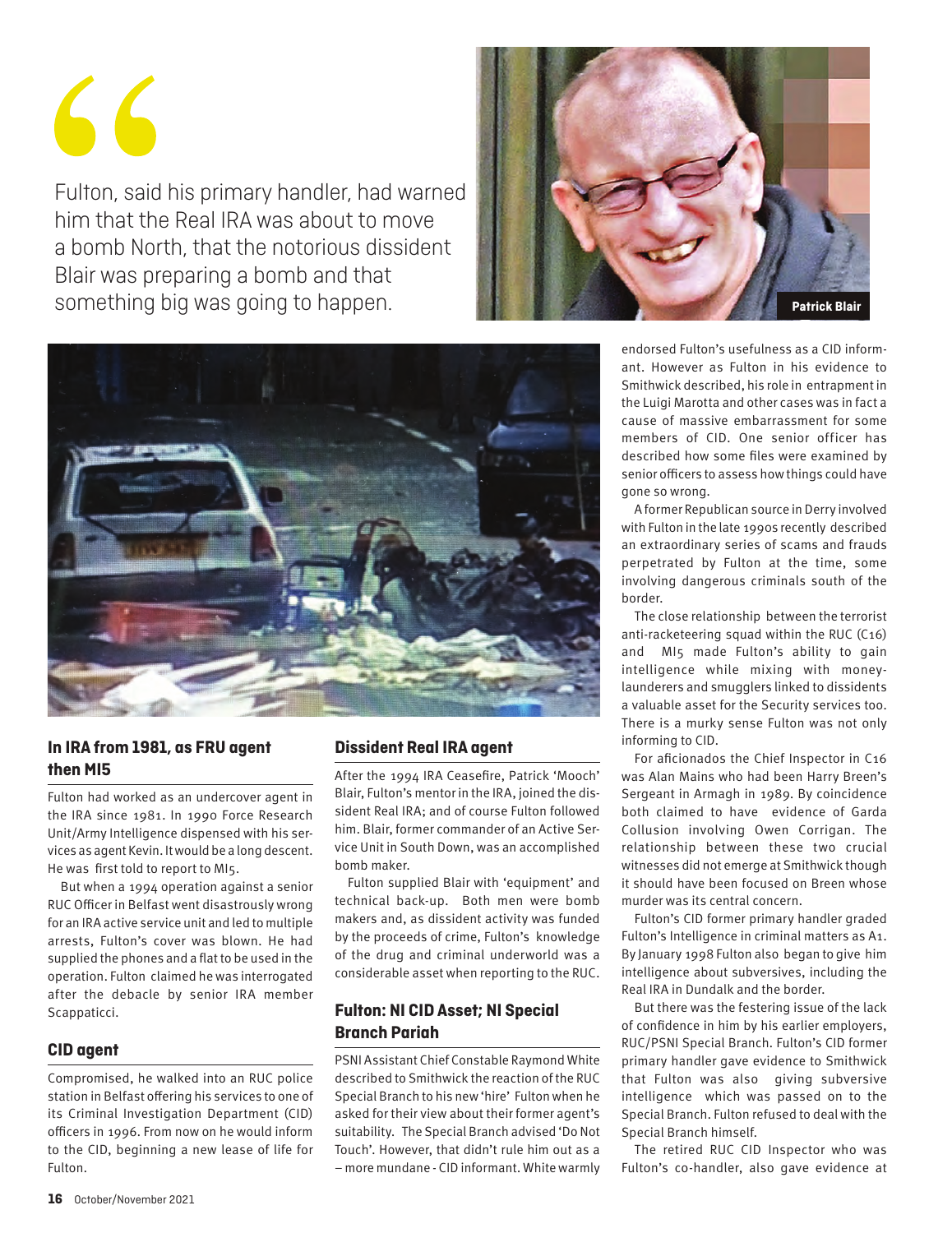> Fulton, said his primary handler, had warned him that the Real IRA was about to move a bomb North, that the notorious dissident Blair was preparing a bomb and that something big was going to happen.

Patrick Blair

### In IRA from 1981, as FRU agent then MI5

Fulton had worked as an undercover agent in the IRA since 1981. In 1990 Force Research Unit/Army Intelligence dispensed with his services as agent Kevin. It would be a long descent. He was first told to report to MI5.

But when a 1994 operation against a senior RUC Officer in Belfast went disastrously wrong for an IRA active service unit and led to multiple arrests, Fulton's cover was blown. He had supplied the phones and a flat to be used in the operation. Fulton claimed he was interrogated after the debacle by senior IRA member Scappaticci.

### CID agent

Compromised, he walked into an RUC police station in Belfast offering his services to one of its Criminal Investigation Department (CID) officers in 1996. From now on he would inform to the CID, beginning a new lease of life for Fulton.

### Dissident Real IRA agent

After the 1994 IRA Ceasefire, Patrick 'Mooch' Blair, Fulton's mentor in the IRA, joined the dissident Real IRA; and of course Fulton followed him. Blair, former commander of an Active Service Unit in South Down, was an accomplished bomb maker.

Fulton supplied Blair with 'equipment' and technical back-up. Both men were bomb makers and, as dissident activity was funded by the proceeds of crime, Fulton's knowledge of the drug and criminal underworld was a considerable asset when reporting to the RUC.

### Fulton: NI CID Asset; NI Special Branch Pariah

PSNI Assistant Chief Constable Raymond White described to Smithwick the reaction of the RUC Special Branch to his new 'hire' Fulton when he asked for their view about their former agent's suitability. The Special Branch advised 'Do Not Touch'. However, that didn't rule him out as a – more mundane - CID informant. White warmly endorsed Fulton's usefulness as a CID informant. However as Fulton in his evidence to Smithwick described, his role in entrapment in the Luigi Marotta and other cases was in fact a cause of massive embarrassment for some members of CID. One senior officer has described how some files were examined by senior officers to assess how things could have gone so wrong.

A former Republican source in Derry involved with Fulton in the late 1990s recently described an extraordinary series of scams and frauds perpetrated by Fulton at the time, some involving dangerous criminals south of the border.

The close relationship between the terrorist anti-racketeering squad within the RUC (C16) and MI5 made Fulton's ability to gain intelligence while mixing with money-launderers and smugglers linked to dissidents a valuable asset for the Security services too. There is a murky sense Fulton was not only informing to CID.

For aficionados the Chief Inspector in C16 was Alan Mains who had been Harry Breen's Sergeant in Armagh in 1989. By coincidence both claimed to have evidence of Garda Collusion involving Owen Corrigan. The relationship between these two crucial witnesses did not emerge at Smithwick though it should have been focused on Breen whose murder was its central concern.

Fulton's CID former primary handler graded Fulton's Intelligence in criminal matters as A1. By January 1998 Fulton also began to give him intelligence about subversives, including the Real IRA in Dundalk and the border.

But there was the festering issue of the lack of confidence in him by his earlier employers, RUC/PSNI Special Branch. Fulton's CID former primary handler gave evidence to Smithwick that Fulton was also giving subversive intelligence which was passed on to the Special Branch. Fulton refused to deal with the Special Branch himself.

The retired RUC CID Inspector who was Fulton's co-handler, also gave evidence at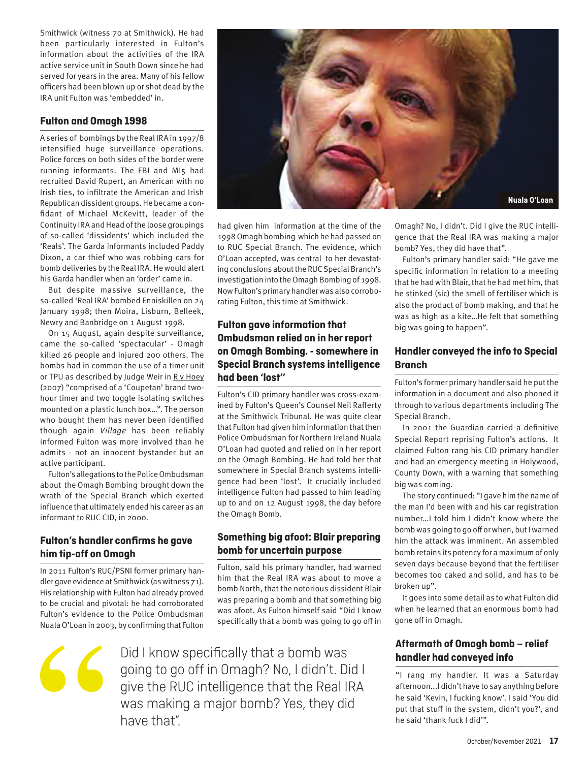Smithwick (witness 70 at Smithwick). He had been particularly interested in Fulton's information about the activities of the IRA active service unit in South Down since he had served for years in the area. Many of his fellow officers had been blown up or shot dead by the IRA unit Fulton was 'embedded' in.

### Fulton and Omagh 1998

A series of bombings by the Real IRA in 1997/8 intensified huge surveillance operations. Police forces on both sides of the border were running informants. The FBI and MI5 had recruited David Rupert, an American with no Irish ties, to infiltrate the American and Irish Republican dissident groups. He became a confidant of Michael McKevitt, leader of the Continuity IRA and Head of the loose groupings of so-called 'dissidents' which included the 'Reals'. The Garda informants included Paddy Dixon, a car thief who was robbing cars for bomb deliveries by the Real IRA. He would alert his Garda handler when an 'order' came in.

But despite massive surveillance, the so-called 'Real IRA' bombed Enniskillen on 24 January 1998; then Moira, Lisburn, Belleek, Newry and Banbridge on 1 August 1998.

On 15 August, again despite surveillance, came the so-called 'spectacular' - Omagh killed 26 people and injured 200 others. The bombs had in common the use of a timer unit or TPU as described by Judge Weir in R v Hoey (2007) "comprised of a 'Coupetan' brand two-hour timer and two toggle isolating switches mounted on a plastic lunch box…". The person who bought them has never been identified though again *Village* has been reliably informed Fulton was more involved than he admits - not an innocent bystander but an active participant.

Fulton's allegations to the Police Ombudsman about the Omagh Bombing brought down the wrath of the Special Branch which exerted influence that ultimately ended his career as an informant to RUC CID, in 2000.

### Fulton's handler confirms he gave him tip-off on Omagh

In 2011 Fulton's RUC/PSNI former primary handler gave evidence at Smithwick (as witness 71). His relationship with Fulton had already proved to be crucial and pivotal: he had corroborated Fulton's evidence to the Police Ombudsman Nuala O'Loan in 2003, by confirming that Fulton had given him information at the time of the 1998 Omagh bombing which he had passed on to RUC Special Branch. The evidence, which O'Loan accepted, was central to her devastating conclusions about the RUC Special Branch's investigation into the Omagh Bombing of 1998. Now Fulton's primary handler was also corroborating Fulton, this time at Smithwick.

Nuala O'Loan

### Fulton gave information that Ombudsman relied on in her report on Omagh Bombing. - somewhere in Special Branch systems intelligence had been 'lost''

Fulton's CID primary handler was cross-examined by Fulton's Queen's Counsel Neil Rafferty at the Smithwick Tribunal. He was quite clear that Fulton had given him information that then Police Ombudsman for Northern Ireland Nuala O'Loan had quoted and relied on in her report on the Omagh Bombing. He had told her that somewhere in Special Branch systems intelligence had been 'lost'. It crucially included intelligence Fulton had passed to him leading up to and on 12 August 1998, the day before the Omagh Bomb.

### Something big afoot: Blair preparing bomb for uncertain purpose

Fulton, said his primary handler, had warned him that the Real IRA was about to move a bomb North, that the notorious dissident Blair was preparing a bomb and that something big was afoot. As Fulton himself said "Did I know specifically that a bomb was going to go off in Omagh? No, I didn't. Did I give the RUC intelligence that the Real IRA was making a major bomb? Yes, they did have that".

Fulton's primary handler said: "He gave me specific information in relation to a meeting that he had with Blair, that he had met him, that he stinked (sic) the smell of fertiliser which is also the product of bomb making, and that he was as high as a kite…He felt that something big was going to happen".

### Handler conveyed the info to Special Branch

Fulton's former primary handler said he put the information in a document and also phoned it through to various departments including The Special Branch.

In 2001 the Guardian carried a definitive Special Report reprising Fulton's actions. It claimed Fulton rang his CID primary handler and had an emergency meeting in Holywood, County Down, with a warning that something big was coming.

The story continued: "I gave him the name of the man I'd been with and his car registration number…I told him I didn't know where the bomb was going to go off or when, but I warned him the attack was imminent. An assembled bomb retains its potency for a maximum of only seven days because beyond that the fertiliser becomes too caked and solid, and has to be broken up".

It goes into some detail as to what Fulton did when he learned that an enormous bomb had gone off in Omagh.

### Aftermath of Omagh bomb – relief handler had conveyed info

"I rang my handler. It was a Saturday afternoon…I didn't have to say anything before he said 'Kevin, I fucking know'. I said 'You did put that stuff in the system, didn't you?', and he said 'thank fuck I did'".

> Did I know specifically that a bomb was going to go off in Omagh? No, I didn't. Did I give the RUC intelligence that the Real IRA was making a major bomb? Yes, they did have that".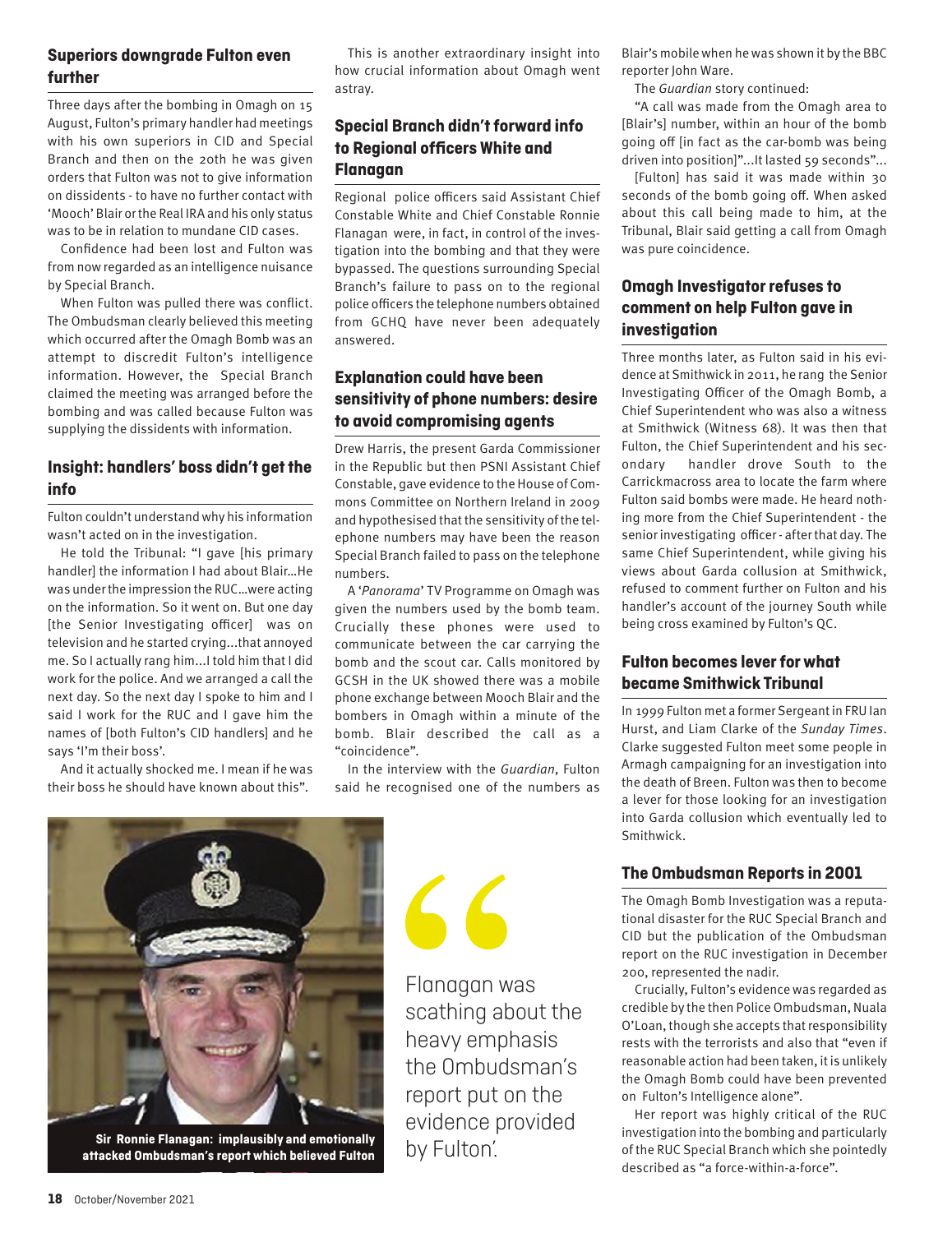### Superiors downgrade Fulton even further

Three days after the bombing in Omagh on 15 August, Fulton's primary handler had meetings with his own superiors in CID and Special Branch and then on the 20th he was given orders that Fulton was not to give information on dissidents - to have no further contact with 'Mooch' Blair or the Real IRA and his only status was to be in relation to mundane CID cases.

Confidence had been lost and Fulton was from now regarded as an intelligence nuisance by Special Branch.

When Fulton was pulled there was conflict. The Ombudsman clearly believed this meeting which occurred after the Omagh Bomb was an attempt to discredit Fulton's intelligence information. However, the Special Branch claimed the meeting was arranged before the bombing and was called because Fulton was supplying the dissidents with information.

### Insight: handlers' boss didn't get the info

Fulton couldn't understand why his information wasn't acted on in the investigation.

He told the Tribunal: "I gave [his primary handler] the information I had about Blair…He was under the impression the RUC…were acting on the information. So it went on. But one day [the Senior Investigating officer] was on television and he started crying…that annoyed me. So I actually rang him…I told him that I did work for the police. And we arranged a call the next day. So the next day I spoke to him and I said I work for the RUC and I gave him the names of [both Fulton's CID handlers] and he says 'I'm their boss'.

And it actually shocked me. I mean if he was their boss he should have known about this".

This is another extraordinary insight into how crucial information about Omagh went astray.

### Special Branch didn't forward info to Regional officers White and Flanagan

Regional police officers said Assistant Chief Constable White and Chief Constable Ronnie Flanagan were, in fact, in control of the investigation into the bombing and that they were bypassed. The questions surrounding Special Branch's failure to pass on to the regional police officers the telephone numbers obtained from GCHQ have never been adequately answered.

### Explanation could have been sensitivity of phone numbers: desire to avoid compromising agents

Drew Harris, the present Garda Commissioner in the Republic but then PSNI Assistant Chief Constable, gave evidence to the House of Commons Committee on Northern Ireland in 2009 and hypothesised that the sensitivity of the telephone numbers may have been the reason Special Branch failed to pass on the telephone numbers.

A '*Panorama*' TV Programme on Omagh was given the numbers used by the bomb team. Crucially these phones were used to communicate between the car carrying the bomb and the scout car. Calls monitored by GCSH in the UK showed there was a mobile phone exchange between Mooch Blair and the bombers in Omagh within a minute of the bomb. Blair described the call as a "coincidence".

In the interview with the *Guardian*, Fulton said he recognised one of the numbers as Blair's mobile when he was shown it by the BBC reporter John Ware.

The *Guardian* story continued:

"A call was made from the Omagh area to [Blair's] number, within an hour of the bomb going off [in fact as the car-bomb was being driven into position]"…It lasted 59 seconds"…

[Fulton] has said it was made within 30 seconds of the bomb going off. When asked about this call being made to him, at the Tribunal, Blair said getting a call from Omagh was pure coincidence.

### Omagh Investigator refuses to comment on help Fulton gave in investigation

Three months later, as Fulton said in his evidence at Smithwick in 2011, he rang the Senior Investigating Officer of the Omagh Bomb, a Chief Superintendent who was also a witness at Smithwick (Witness 68). It was then that Fulton, the Chief Superintendent and his secondary handler drove South to the Carrickmacross area to locate the farm where Fulton said bombs were made. He heard nothing more from the Chief Superintendent - the senior investigating officer - after that day. The same Chief Superintendent, while giving his views about Garda collusion at Smithwick, refused to comment further on Fulton and his handler's account of the journey South while being cross examined by Fulton's QC.

### Fulton becomes lever for what became Smithwick Tribunal

In 1999 Fulton met a former Sergeant in FRU Ian Hurst, and Liam Clarke of the *Sunday Times*. Clarke suggested Fulton meet some people in Armagh campaigning for an investigation into the death of Breen. Fulton was then to become a lever for those looking for an investigation into Garda collusion which eventually led to Smithwick.

### The Ombudsman Reports in 2001

The Omagh Bomb Investigation was a reputational disaster for the RUC Special Branch and CID but the publication of the Ombudsman report on the RUC investigation in December 200, represented the nadir.

Crucially, Fulton's evidence was regarded as credible by the then Police Ombudsman, Nuala O'Loan, though she accepts that responsibility rests with the terrorists and also that "even if reasonable action had been taken, it is unlikely the Omagh Bomb could have been prevented on Fulton's Intelligence alone".

Her report was highly critical of the RUC investigation into the bombing and particularly of the RUC Special Branch which she pointedly described as "a force-within-a-force".

**Sir Ronnie Flanagan: implausibly and emotionally attacked Ombudsman's report which believed Fulton**

> Flanagan was scathing about the heavy emphasis the Ombudsman's report put on the evidence provided by Fulton.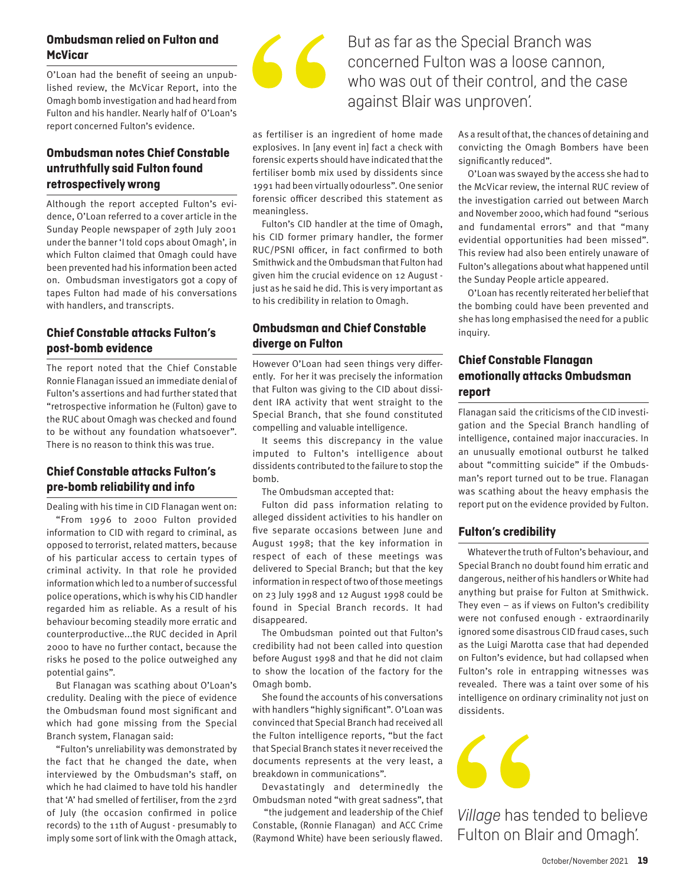### Ombudsman relied on Fulton and McVicar

O'Loan had the benefit of seeing an unpublished review, the McVicar Report, into the Omagh bomb investigation and had heard from Fulton and his handler. Nearly half of O'Loan's report concerned Fulton's evidence.

### Ombudsman notes Chief Constable untruthfully said Fulton found retrospectively wrong

Although the report accepted Fulton's evidence, O'Loan referred to a cover article in the Sunday People newspaper of 29th July 2001 under the banner 'I told cops about Omagh', in which Fulton claimed that Omagh could have been prevented had his information been acted on. Ombudsman investigators got a copy of tapes Fulton had made of his conversations with handlers, and transcripts.

### Chief Constable attacks Fulton's post-bomb evidence

The report noted that the Chief Constable Ronnie Flanagan issued an immediate denial of Fulton's assertions and had further stated that "retrospective information he (Fulton) gave to the RUC about Omagh was checked and found to be without any foundation whatsoever". There is no reason to think this was true.

### Chief Constable attacks Fulton's pre-bomb reliability and info

Dealing with his time in CID Flanagan went on:

"From 1996 to 2000 Fulton provided information to CID with regard to criminal, as opposed to terrorist, related matters, because of his particular access to certain types of criminal activity. In that role he provided information which led to a number of successful police operations, which is why his CID handler regarded him as reliable. As a result of his behaviour becoming steadily more erratic and counterproductive...the RUC decided in April 2000 to have no further contact, because the risks he posed to the police outweighed any potential gains".

But Flanagan was scathing about O'Loan's credulity. Dealing with the piece of evidence the Ombudsman found most significant and which had gone missing from the Special Branch system, Flanagan said:

"Fulton's unreliability was demonstrated by the fact that he changed the date, when interviewed by the Ombudsman's staff, on which he had claimed to have told his handler that 'A' had smelled of fertiliser, from the 23rd of July (the occasion confirmed in police records) to the 11th of August - presumably to imply some sort of link with the Omagh attack, as fertiliser is an ingredient of home made explosives. In [any event in] fact a check with forensic experts should have indicated that the fertiliser bomb mix used by dissidents since 1991 had been virtually odourless". One senior forensic officer described this statement as meaningless.

Fulton's CID handler at the time of Omagh, his CID former primary handler, the former RUC/PSNI officer, in fact confirmed to both Smithwick and the Ombudsman that Fulton had given him the crucial evidence on 12 August - just as he said he did. This is very important as to his credibility in relation to Omagh.

> But as far as the Special Branch was concerned Fulton was a loose cannon, who was out of their control, and the case against Blair was unproven'.

### Ombudsman and Chief Constable diverge on Fulton

However O'Loan had seen things very differently. For her it was precisely the information that Fulton was giving to the CID about dissident IRA activity that went straight to the Special Branch, that she found constituted compelling and valuable intelligence.

It seems this discrepancy in the value imputed to Fulton's intelligence about dissidents contributed to the failure to stop the bomb.

The Ombudsman accepted that:

Fulton did pass information relating to alleged dissident activities to his handler on five separate occasions between June and August 1998; that the key information in respect of each of these meetings was delivered to Special Branch; but that the key information in respect of two of those meetings on 23 July 1998 and 12 August 1998 could be found in Special Branch records. It had disappeared.

The Ombudsman pointed out that Fulton's credibility had not been called into question before August 1998 and that he did not claim to show the location of the factory for the Omagh bomb.

She found the accounts of his conversations with handlers "highly significant". O'Loan was convinced that Special Branch had received all the Fulton intelligence reports, "but the fact that Special Branch states it never received the documents represents at the very least, a breakdown in communications".

Devastatingly and determinedly the Ombudsman noted "with great sadness", that "the judgement and leadership of the Chief Constable, (Ronnie Flanagan) and ACC Crime (Raymond White) have been seriously flawed. As a result of that, the chances of detaining and convicting the Omagh Bombers have been significantly reduced".

O'Loan was swayed by the access she had to the McVicar review, the internal RUC review of the investigation carried out between March and November 2000, which had found "serious and fundamental errors" and that "many evidential opportunities had been missed". This review had also been entirely unaware of Fulton's allegations about what happened until the Sunday People article appeared.

O'Loan has recently reiterated her belief that the bombing could have been prevented and she has long emphasised the need for a public inquiry.

### Chief Constable Flanagan emotionally attacks Ombudsman report

Flanagan said the criticisms of the CID investigation and the Special Branch handling of intelligence, contained major inaccuracies. In an unusually emotional outburst he talked about "committing suicide" if the Ombudsman's report turned out to be true. Flanagan was scathing about the heavy emphasis the report put on the evidence provided by Fulton.

### Fulton's credibility

Whatever the truth of Fulton's behaviour, and Special Branch no doubt found him erratic and dangerous, neither of his handlers or White had anything but praise for Fulton at Smithwick. They even – as if views on Fulton's credibility were not confused enough - extraordinarily ignored some disastrous CID fraud cases, such as the Luigi Marotta case that had depended on Fulton's evidence, but had collapsed when Fulton's role in entrapping witnesses was revealed. There was a taint over some of his intelligence on ordinary criminality not just on dissidents.

> *Village* has tended to believe Fulton on Blair and Omagh'.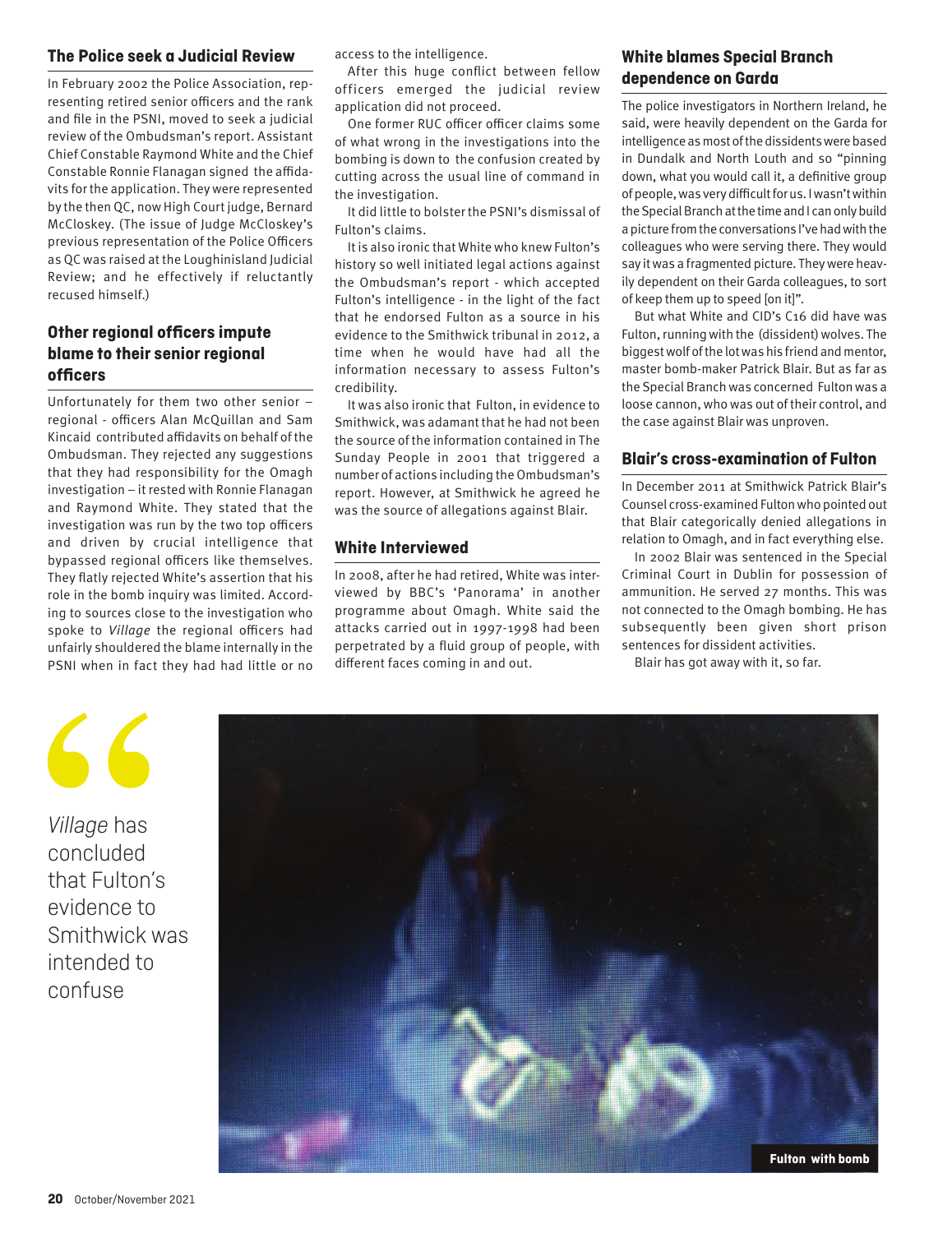## The Police seek a Judicial Review

In February 2002 the Police Association, representing retired senior officers and the rank and file in the PSNI, moved to seek a judicial review of the Ombudsman's report. Assistant Chief Constable Raymond White and the Chief Constable Ronnie Flanagan signed the affidavits for the application. They were represented by the then QC, now High Court judge, Bernard McCloskey. (The issue of Judge McCloskey's previous representation of the Police Officers as QC was raised at the Loughinisland Judicial Review; and he effectively if reluctantly recused himself.)

## Other regional officers impute blame to their senior regional officers

Unfortunately for them two other senior – regional - officers Alan McQuillan and Sam Kincaid contributed affidavits on behalf of the Ombudsman. They rejected any suggestions that they had responsibility for the Omagh investigation – it rested with Ronnie Flanagan and Raymond White. They stated that the investigation was run by the two top officers and driven by crucial intelligence that bypassed regional officers like themselves. They flatly rejected White's assertion that his role in the bomb inquiry was limited. According to sources close to the investigation who spoke to *Village* the regional officers had unfairly shouldered the blame internally in the PSNI when in fact they had had little or no access to the intelligence.

After this huge conflict between fellow officers emerged the judicial review application did not proceed.

One former RUC officer officer claims some of what wrong in the investigations into the bombing is down to the confusion created by cutting across the usual line of command in the investigation.

It did little to bolster the PSNI's dismissal of Fulton's claims.

It is also ironic that White who knew Fulton's history so well initiated legal actions against the Ombudsman's report - which accepted Fulton's intelligence - in the light of the fact that he endorsed Fulton as a source in his evidence to the Smithwick tribunal in 2012, a time when he would have had all the information necessary to assess Fulton's credibility.

It was also ironic that Fulton, in evidence to Smithwick, was adamant that he had not been the source of the information contained in The Sunday People in 2001 that triggered a number of actions including the Ombudsman's report. However, at Smithwick he agreed he was the source of allegations against Blair.

## White Interviewed

In 2008, after he had retired, White was interviewed by BBC's 'Panorama' in another programme about Omagh. White said the attacks carried out in 1997-1998 had been perpetrated by a fluid group of people, with different faces coming in and out.

## White blames Special Branch dependence on Garda

The police investigators in Northern Ireland, he said, were heavily dependent on the Garda for intelligence as most of the dissidents were based in Dundalk and North Louth and so "pinning down, what you would call it, a definitive group of people, was very difficult for us. I wasn't within the Special Branch at the time and I can only build a picture from the conversations I've had with the colleagues who were serving there. They would say it was a fragmented picture. They were heavily dependent on their Garda colleagues, to sort of keep them up to speed [on it]".

But what White and CID's C16 did have was Fulton, running with the (dissident) wolves. The biggest wolf of the lot was his friend and mentor, master bomb-maker Patrick Blair. But as far as the Special Branch was concerned Fulton was a loose cannon, who was out of their control, and the case against Blair was unproven.

## Blair's cross-examination of Fulton

In December 2011 at Smithwick Patrick Blair's Counsel cross-examined Fulton who pointed out that Blair categorically denied allegations in relation to Omagh, and in fact everything else.

In 2002 Blair was sentenced in the Special Criminal Court in Dublin for possession of ammunition. He served 27 months. This was not connected to the Omagh bombing. He has subsequently been given short prison sentences for dissident activities.

Blair has got away with it, so far.

> *Village* has concluded that Fulton's evidence to Smithwick was intended to confuse

Fulton with bomb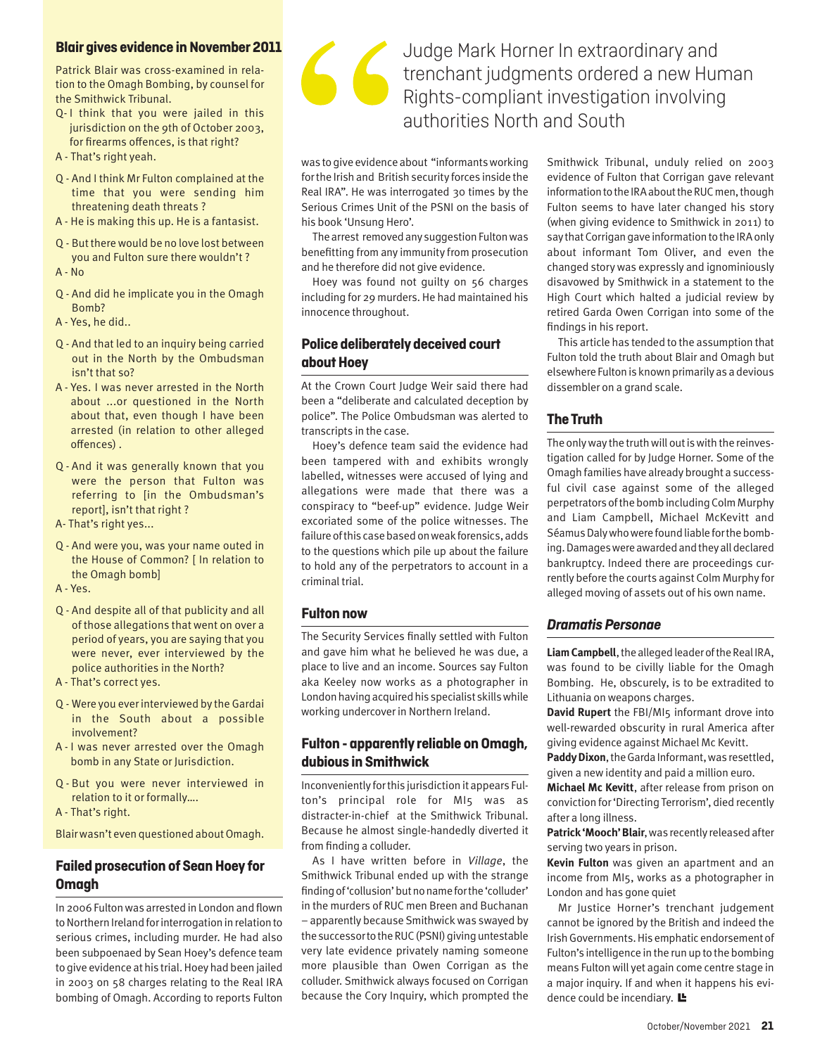## Blair gives evidence in November 2011

Patrick Blair was cross-examined in relation to the Omagh Bombing, by counsel for the Smithwick Tribunal.

Q - I think that you were jailed in this jurisdiction on the 9th of October 2003, for firearms offences, is that right?

A - That's right yeah.

Q - And I think Mr Fulton complained at the time that you were sending him threatening death threats ?

A - He is making this up. He is a fantasist.

Q - But there would be no love lost between you and Fulton sure there wouldn't ?

A - No

Q - And did he implicate you in the Omagh Bomb?

A - Yes, he did..

Q - And that led to an inquiry being carried out in the North by the Ombudsman isn't that so?

A - Yes. I was never arrested in the North about ...or questioned in the North about that, even though I have been arrested (in relation to other alleged offences) .

Q - And it was generally known that you were the person that Fulton was referring to [in the Ombudsman's report], isn't that right ?

A- That's right yes...

Q - And were you, was your name outed in the House of Common? [ In relation to the Omagh bomb]

A - Yes.

Q - And despite all of that publicity and all of those allegations that went on over a period of years, you are saying that you were never, ever interviewed by the police authorities in the North?

A - That's correct yes.

Q - Were you ever interviewed by the Gardai in the South about a possible involvement?

A - I was never arrested over the Omagh bomb in any State or Jurisdiction.

Q - But you were never interviewed in relation to it or formally....

A - That's right.

Blair wasn't even questioned about Omagh.

## Failed prosecution of Sean Hoey for Omagh

In 2006 Fulton was arrested in London and flown to Northern Ireland for interrogation in relation to serious crimes, including murder. He had also been subpoenaed by Sean Hoey's defence team to give evidence at his trial. Hoey had been jailed in 2003 on 58 charges relating to the Real IRA bombing of Omagh. According to reports Fulton was to give evidence about "informants working for the Irish and British security forces inside the Real IRA". He was interrogated 30 times by the Serious Crimes Unit of the PSNI on the basis of his book 'Unsung Hero'.

The arrest removed any suggestion Fulton was benefitting from any immunity from prosecution and he therefore did not give evidence.

Hoey was found not guilty on 56 charges including for 29 murders. He had maintained his innocence throughout.

> Judge Mark Horner In extraordinary and trenchant judgments ordered a new Human Rights-compliant investigation involving authorities North and South

## Police deliberately deceived court about Hoey

At the Crown Court Judge Weir said there had been a "deliberate and calculated deception by police". The Police Ombudsman was alerted to transcripts in the case.

Hoey's defence team said the evidence had been tampered with and exhibits wrongly labelled, witnesses were accused of lying and allegations were made that there was a conspiracy to "beef-up" evidence. Judge Weir excoriated some of the police witnesses. The failure of this case based on weak forensics, adds to the questions which pile up about the failure to hold any of the perpetrators to account in a criminal trial.

## Fulton now

The Security Services finally settled with Fulton and gave him what he believed he was due, a place to live and an income. Sources say Fulton aka Keeley now works as a photographer in London having acquired his specialist skills while working undercover in Northern Ireland.

## Fulton - apparently reliable on Omagh, dubious in Smithwick

Inconveniently for this jurisdiction it appears Fulton's principal role for MI5 was as distracter-in-chief at the Smithwick Tribunal. Because he almost single-handedly diverted it from finding a colluder.

As I have written before in *Village*, the Smithwick Tribunal ended up with the strange finding of 'collusion' but no name for the 'colluder' in the murders of RUC men Breen and Buchanan – apparently because Smithwick was swayed by the successor to the RUC (PSNI) giving untestable very late evidence privately naming someone more plausible than Owen Corrigan as the colluder. Smithwick always focused on Corrigan because the Cory Inquiry, which prompted the Smithwick Tribunal, unduly relied on 2003 evidence of Fulton that Corrigan gave relevant information to the IRA about the RUC men, though Fulton seems to have later changed his story (when giving evidence to Smithwick in 2011) to say that Corrigan gave information to the IRA only about informant Tom Oliver, and even the changed story was expressly and ignominiously disavowed by Smithwick in a statement to the High Court which halted a judicial review by retired Garda Owen Corrigan into some of the findings in his report.

This article has tended to the assumption that Fulton told the truth about Blair and Omagh but elsewhere Fulton is known primarily as a devious dissembler on a grand scale.

## The Truth

The only way the truth will out is with the reinvestigation called for by Judge Horner. Some of the Omagh families have already brought a successful civil case against some of the alleged perpetrators of the bomb including Colm Murphy and Liam Campbell, Michael McKevitt and Séamus Daly who were found liable for the bombing. Damages were awarded and they all declared bankruptcy. Indeed there are proceedings currently before the courts against Colm Murphy for alleged moving of assets out of his own name.

## *Dramatis Personae*

**Liam Campbell**, the alleged leader of the Real IRA, was found to be civilly liable for the Omagh Bombing. He, obscurely, is to be extradited to Lithuania on weapons charges.

**David Rupert** the FBI/MI5 informant drove into well-rewarded obscurity in rural America after giving evidence against Michael Mc Kevitt.

**Paddy Dixon**, the Garda Informant, was resettled, given a new identity and paid a million euro.

**Michael Mc Kevitt**, after release from prison on conviction for 'Directing Terrorism', died recently after a long illness.

**Patrick 'Mooch' Blair**, was recently released after serving two years in prison.

**Kevin Fulton** was given an apartment and an income from MI5, works as a photographer in London and has gone quiet

Mr Justice Horner's trenchant judgement cannot be ignored by the British and indeed the Irish Governments. His emphatic endorsement of Fulton's intelligence in the run up to the bombing means Fulton will yet again come centre stage in a major inquiry. If and when it happens his evidence could be incendiary.